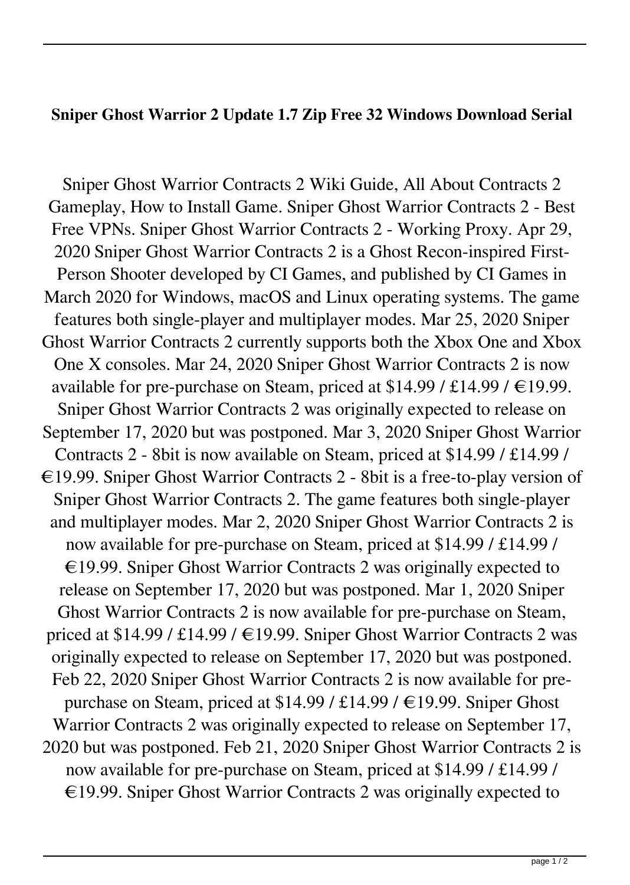**Sniper Ghost Warrior 2 Update 1.7 Zip Free 32 Windows Download Serial**

Sniper Ghost Warrior Contracts 2 Wiki Guide, All About Contracts 2 Gameplay, How to Install Game. Sniper Ghost Warrior Contracts 2 - Best Free VPNs. Sniper Ghost Warrior Contracts 2 - Working Proxy. Apr 29, 2020 Sniper Ghost Warrior Contracts 2 is a Ghost Recon-inspired First-Person Shooter developed by CI Games, and published by CI Games in March 2020 for Windows, macOS and Linux operating systems. The game features both single-player and multiplayer modes. Mar 25, 2020 Sniper Ghost Warrior Contracts 2 currently supports both the Xbox One and Xbox One X consoles. Mar 24, 2020 Sniper Ghost Warrior Contracts 2 is now available for pre-purchase on Steam, priced at $14.99 / £14.99 / €19.99. Sniper Ghost Warrior Contracts 2 was originally expected to release on September 17, 2020 but was postponed. Mar 3, 2020 Sniper Ghost Warrior Contracts 2 - 8bit is now available on Steam, priced at $14.99 / £14.99 / €19.99. Sniper Ghost Warrior Contracts 2 - 8bit is a free-to-play version of Sniper Ghost Warrior Contracts 2. The game features both single-player and multiplayer modes. Mar 2, 2020 Sniper Ghost Warrior Contracts 2 is now available for pre-purchase on Steam, priced at $14.99 / £14.99 / €19.99. Sniper Ghost Warrior Contracts 2 was originally expected to release on September 17, 2020 but was postponed. Mar 1, 2020 Sniper Ghost Warrior Contracts 2 is now available for pre-purchase on Steam, priced at $14.99 / £14.99 / €19.99. Sniper Ghost Warrior Contracts 2 was originally expected to release on September 17, 2020 but was postponed. Feb 22, 2020 Sniper Ghost Warrior Contracts 2 is now available for pre-purchase on Steam, priced at $14.99 / £14.99 / €19.99. Sniper Ghost Warrior Contracts 2 was originally expected to release on September 17, 2020 but was postponed. Feb 21, 2020 Sniper Ghost Warrior Contracts 2 is now available for pre-purchase on Steam, priced at $14.99 / £14.99 / €19.99. Sniper Ghost Warrior Contracts 2 was originally expected to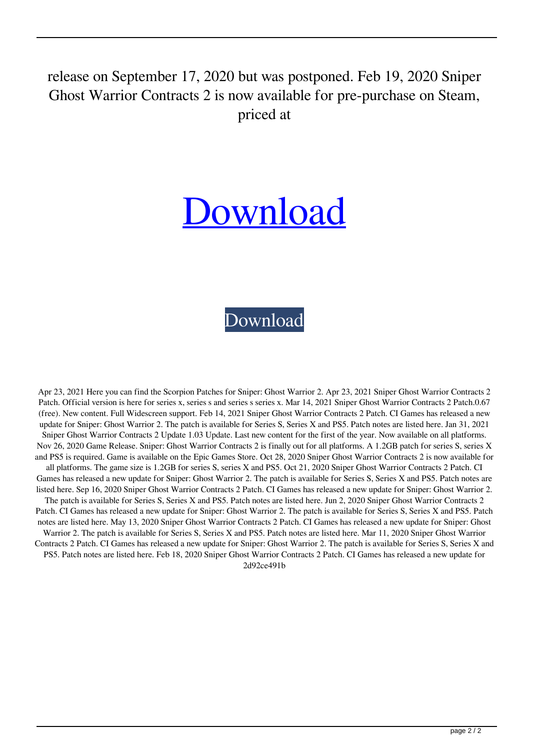release on September 17, 2020 but was postponed. Feb 19, 2020 Sniper Ghost Warrior Contracts 2 is now available for pre-purchase on Steam, priced at

# Download

Download

Apr 23, 2021 Here you can find the Scorpion Patches for Sniper: Ghost Warrior 2. Apr 23, 2021 Sniper Ghost Warrior Contracts 2 Patch. Official version is here for series x, series s and series s series x. Mar 14, 2021 Sniper Ghost Warrior Contracts 2 Patch.0.67 (free). New content. Full Widescreen support. Feb 14, 2021 Sniper Ghost Warrior Contracts 2 Patch. CI Games has released a new update for Sniper: Ghost Warrior 2. The patch is available for Series S, Series X and PS5. Patch notes are listed here. Jan 31, 2021 Sniper Ghost Warrior Contracts 2 Update 1.03 Update. Last new content for the first of the year. Now available on all platforms. Nov 26, 2020 Game Release. Sniper: Ghost Warrior Contracts 2 is finally out for all platforms. A 1.2GB patch for series S, series X and PS5 is required. Game is available on the Epic Games Store. Oct 28, 2020 Sniper Ghost Warrior Contracts 2 is now available for all platforms. The game size is 1.2GB for series S, series X and PS5. Oct 21, 2020 Sniper Ghost Warrior Contracts 2 Patch. CI Games has released a new update for Sniper: Ghost Warrior 2. The patch is available for Series S, Series X and PS5. Patch notes are listed here. Sep 16, 2020 Sniper Ghost Warrior Contracts 2 Patch. CI Games has released a new update for Sniper: Ghost Warrior 2. The patch is available for Series S, Series X and PS5. Patch notes are listed here. Jun 2, 2020 Sniper Ghost Warrior Contracts 2 Patch. CI Games has released a new update for Sniper: Ghost Warrior 2. The patch is available for Series S, Series X and PS5. Patch notes are listed here. May 13, 2020 Sniper Ghost Warrior Contracts 2 Patch. CI Games has released a new update for Sniper: Ghost Warrior 2. The patch is available for Series S, Series X and PS5. Patch notes are listed here. Mar 11, 2020 Sniper Ghost Warrior Contracts 2 Patch. CI Games has released a new update for Sniper: Ghost Warrior 2. The patch is available for Series S, Series X and PS5. Patch notes are listed here. Feb 18, 2020 Sniper Ghost Warrior Contracts 2 Patch. CI Games has released a new update for 2d92ce491b